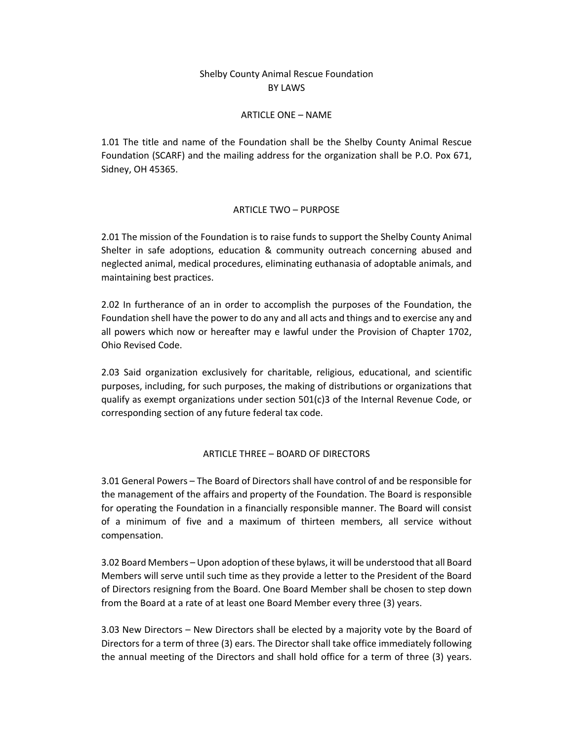# Shelby County Animal Rescue Foundation
# BY LAWS

## ARTICLE ONE – NAME

1.01 The title and name of the Foundation shall be the Shelby County Animal Rescue Foundation (SCARF) and the mailing address for the organization shall be P.O. Pox 671, Sidney, OH 45365.

## ARTICLE TWO – PURPOSE

2.01 The mission of the Foundation is to raise funds to support the Shelby County Animal Shelter in safe adoptions, education & community outreach concerning abused and neglected animal, medical procedures, eliminating euthanasia of adoptable animals, and maintaining best practices.

2.02 In furtherance of an in order to accomplish the purposes of the Foundation, the Foundation shell have the power to do any and all acts and things and to exercise any and all powers which now or hereafter may e lawful under the Provision of Chapter 1702, Ohio Revised Code.

2.03 Said organization exclusively for charitable, religious, educational, and scientific purposes, including, for such purposes, the making of distributions or organizations that qualify as exempt organizations under section 501(c)3 of the Internal Revenue Code, or corresponding section of any future federal tax code.

## ARTICLE THREE – BOARD OF DIRECTORS

3.01 General Powers – The Board of Directors shall have control of and be responsible for the management of the affairs and property of the Foundation. The Board is responsible for operating the Foundation in a financially responsible manner. The Board will consist of a minimum of five and a maximum of thirteen members, all service without compensation.

3.02 Board Members – Upon adoption of these bylaws, it will be understood that all Board Members will serve until such time as they provide a letter to the President of the Board of Directors resigning from the Board. One Board Member shall be chosen to step down from the Board at a rate of at least one Board Member every three (3) years.

3.03 New Directors – New Directors shall be elected by a majority vote by the Board of Directors for a term of three (3) ears. The Director shall take office immediately following the annual meeting of the Directors and shall hold office for a term of three (3) years.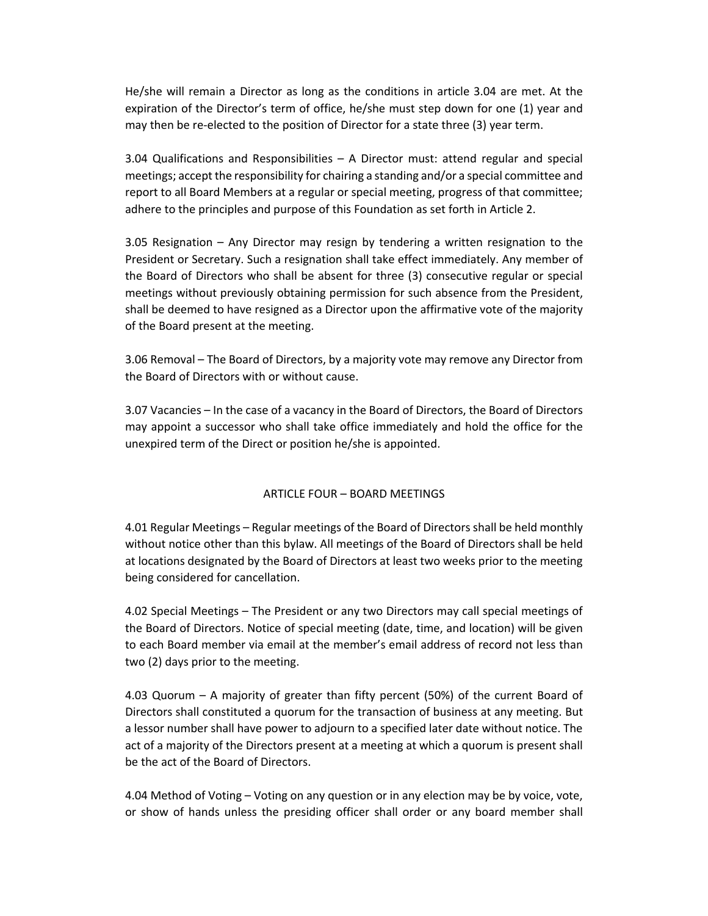He/she will remain a Director as long as the conditions in article 3.04 are met. At the expiration of the Director's term of office, he/she must step down for one (1) year and may then be re-elected to the position of Director for a state three (3) year term.

3.04 Qualifications and Responsibilities – A Director must: attend regular and special meetings; accept the responsibility for chairing a standing and/or a special committee and report to all Board Members at a regular or special meeting, progress of that committee; adhere to the principles and purpose of this Foundation as set forth in Article 2.

3.05 Resignation – Any Director may resign by tendering a written resignation to the President or Secretary. Such a resignation shall take effect immediately. Any member of the Board of Directors who shall be absent for three (3) consecutive regular or special meetings without previously obtaining permission for such absence from the President, shall be deemed to have resigned as a Director upon the affirmative vote of the majority of the Board present at the meeting.

3.06 Removal – The Board of Directors, by a majority vote may remove any Director from the Board of Directors with or without cause.

3.07 Vacancies – In the case of a vacancy in the Board of Directors, the Board of Directors may appoint a successor who shall take office immediately and hold the office for the unexpired term of the Direct or position he/she is appointed.

## ARTICLE FOUR – BOARD MEETINGS

4.01 Regular Meetings – Regular meetings of the Board of Directors shall be held monthly without notice other than this bylaw. All meetings of the Board of Directors shall be held at locations designated by the Board of Directors at least two weeks prior to the meeting being considered for cancellation.

4.02 Special Meetings – The President or any two Directors may call special meetings of the Board of Directors. Notice of special meeting (date, time, and location) will be given to each Board member via email at the member's email address of record not less than two (2) days prior to the meeting.

4.03 Quorum – A majority of greater than fifty percent (50%) of the current Board of Directors shall constituted a quorum for the transaction of business at any meeting. But a lessor number shall have power to adjourn to a specified later date without notice. The act of a majority of the Directors present at a meeting at which a quorum is present shall be the act of the Board of Directors.

4.04 Method of Voting – Voting on any question or in any election may be by voice, vote, or show of hands unless the presiding officer shall order or any board member shall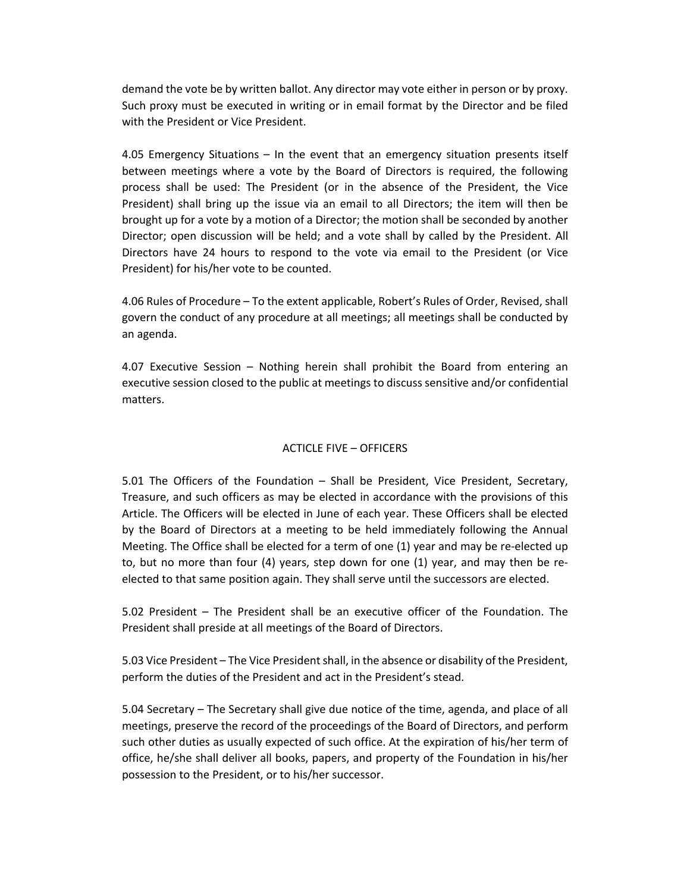demand the vote be by written ballot. Any director may vote either in person or by proxy. Such proxy must be executed in writing or in email format by the Director and be filed with the President or Vice President.

4.05 Emergency Situations – In the event that an emergency situation presents itself between meetings where a vote by the Board of Directors is required, the following process shall be used: The President (or in the absence of the President, the Vice President) shall bring up the issue via an email to all Directors; the item will then be brought up for a vote by a motion of a Director; the motion shall be seconded by another Director; open discussion will be held; and a vote shall by called by the President. All Directors have 24 hours to respond to the vote via email to the President (or Vice President) for his/her vote to be counted.

4.06 Rules of Procedure – To the extent applicable, Robert's Rules of Order, Revised, shall govern the conduct of any procedure at all meetings; all meetings shall be conducted by an agenda.

4.07 Executive Session – Nothing herein shall prohibit the Board from entering an executive session closed to the public at meetings to discuss sensitive and/or confidential matters.

## ACTICLE FIVE – OFFICERS

5.01 The Officers of the Foundation – Shall be President, Vice President, Secretary, Treasure, and such officers as may be elected in accordance with the provisions of this Article. The Officers will be elected in June of each year. These Officers shall be elected by the Board of Directors at a meeting to be held immediately following the Annual Meeting. The Office shall be elected for a term of one (1) year and may be re-elected up to, but no more than four (4) years, step down for one (1) year, and may then be re-elected to that same position again. They shall serve until the successors are elected.

5.02 President – The President shall be an executive officer of the Foundation. The President shall preside at all meetings of the Board of Directors.

5.03 Vice President – The Vice President shall, in the absence or disability of the President, perform the duties of the President and act in the President's stead.

5.04 Secretary – The Secretary shall give due notice of the time, agenda, and place of all meetings, preserve the record of the proceedings of the Board of Directors, and perform such other duties as usually expected of such office. At the expiration of his/her term of office, he/she shall deliver all books, papers, and property of the Foundation in his/her possession to the President, or to his/her successor.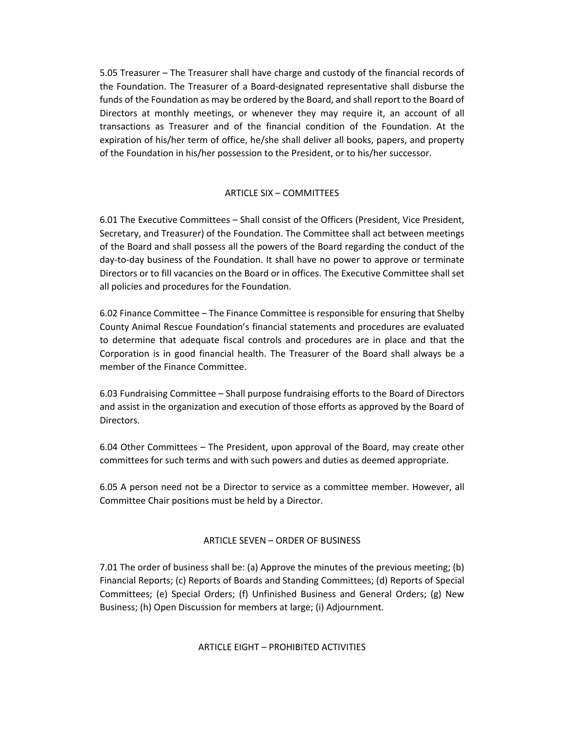5.05 Treasurer – The Treasurer shall have charge and custody of the financial records of the Foundation. The Treasurer of a Board-designated representative shall disburse the funds of the Foundation as may be ordered by the Board, and shall report to the Board of Directors at monthly meetings, or whenever they may require it, an account of all transactions as Treasurer and of the financial condition of the Foundation. At the expiration of his/her term of office, he/she shall deliver all books, papers, and property of the Foundation in his/her possession to the President, or to his/her successor.

## ARTICLE SIX – COMMITTEES

6.01 The Executive Committees – Shall consist of the Officers (President, Vice President, Secretary, and Treasurer) of the Foundation. The Committee shall act between meetings of the Board and shall possess all the powers of the Board regarding the conduct of the day-to-day business of the Foundation. It shall have no power to approve or terminate Directors or to fill vacancies on the Board or in offices. The Executive Committee shall set all policies and procedures for the Foundation.

6.02 Finance Committee – The Finance Committee is responsible for ensuring that Shelby County Animal Rescue Foundation's financial statements and procedures are evaluated to determine that adequate fiscal controls and procedures are in place and that the Corporation is in good financial health. The Treasurer of the Board shall always be a member of the Finance Committee.

6.03 Fundraising Committee – Shall purpose fundraising efforts to the Board of Directors and assist in the organization and execution of those efforts as approved by the Board of Directors.

6.04 Other Committees – The President, upon approval of the Board, may create other committees for such terms and with such powers and duties as deemed appropriate.

6.05 A person need not be a Director to service as a committee member. However, all Committee Chair positions must be held by a Director.

## ARTICLE SEVEN – ORDER OF BUSINESS

7.01 The order of business shall be: (a) Approve the minutes of the previous meeting; (b) Financial Reports; (c) Reports of Boards and Standing Committees; (d) Reports of Special Committees; (e) Special Orders; (f) Unfinished Business and General Orders; (g) New Business; (h) Open Discussion for members at large; (i) Adjournment.

## ARTICLE EIGHT – PROHIBITED ACTIVITIES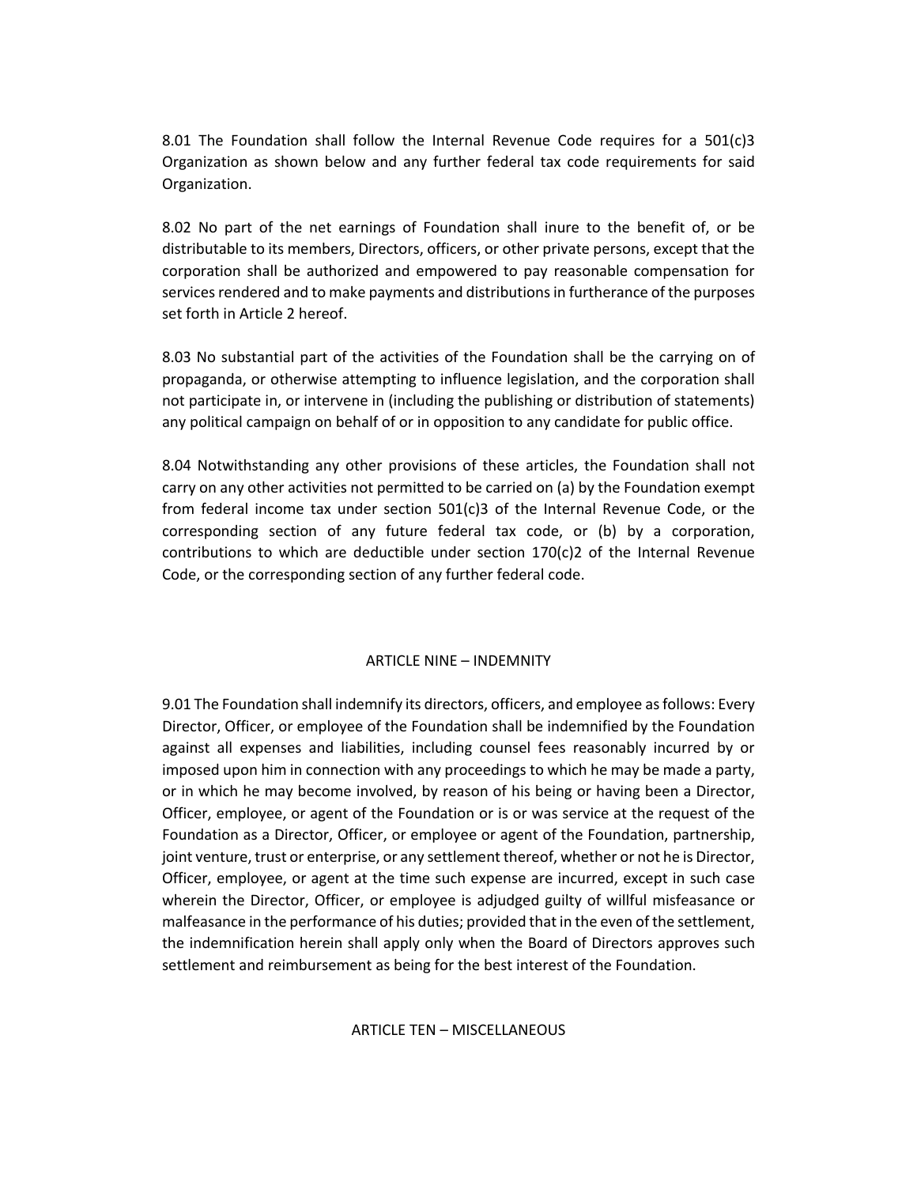8.01 The Foundation shall follow the Internal Revenue Code requires for a 501(c)3 Organization as shown below and any further federal tax code requirements for said Organization.

8.02 No part of the net earnings of Foundation shall inure to the benefit of, or be distributable to its members, Directors, officers, or other private persons, except that the corporation shall be authorized and empowered to pay reasonable compensation for services rendered and to make payments and distributions in furtherance of the purposes set forth in Article 2 hereof.

8.03 No substantial part of the activities of the Foundation shall be the carrying on of propaganda, or otherwise attempting to influence legislation, and the corporation shall not participate in, or intervene in (including the publishing or distribution of statements) any political campaign on behalf of or in opposition to any candidate for public office.

8.04 Notwithstanding any other provisions of these articles, the Foundation shall not carry on any other activities not permitted to be carried on (a) by the Foundation exempt from federal income tax under section 501(c)3 of the Internal Revenue Code, or the corresponding section of any future federal tax code, or (b) by a corporation, contributions to which are deductible under section 170(c)2 of the Internal Revenue Code, or the corresponding section of any further federal code.

## ARTICLE NINE – INDEMNITY

9.01 The Foundation shall indemnify its directors, officers, and employee as follows: Every Director, Officer, or employee of the Foundation shall be indemnified by the Foundation against all expenses and liabilities, including counsel fees reasonably incurred by or imposed upon him in connection with any proceedings to which he may be made a party, or in which he may become involved, by reason of his being or having been a Director, Officer, employee, or agent of the Foundation or is or was service at the request of the Foundation as a Director, Officer, or employee or agent of the Foundation, partnership, joint venture, trust or enterprise, or any settlement thereof, whether or not he is Director, Officer, employee, or agent at the time such expense are incurred, except in such case wherein the Director, Officer, or employee is adjudged guilty of willful misfeasance or malfeasance in the performance of his duties; provided that in the even of the settlement, the indemnification herein shall apply only when the Board of Directors approves such settlement and reimbursement as being for the best interest of the Foundation.

## ARTICLE TEN – MISCELLANEOUS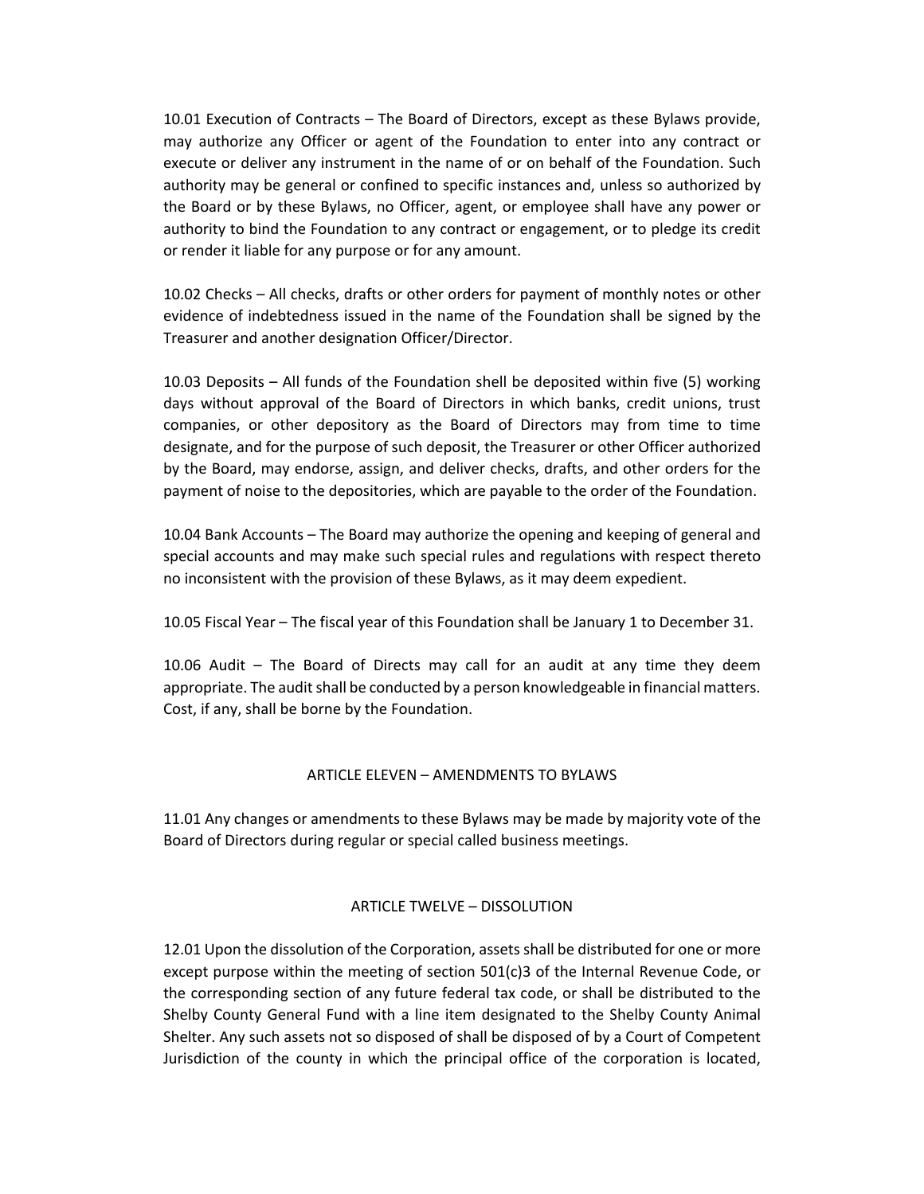10.01 Execution of Contracts – The Board of Directors, except as these Bylaws provide, may authorize any Officer or agent of the Foundation to enter into any contract or execute or deliver any instrument in the name of or on behalf of the Foundation. Such authority may be general or confined to specific instances and, unless so authorized by the Board or by these Bylaws, no Officer, agent, or employee shall have any power or authority to bind the Foundation to any contract or engagement, or to pledge its credit or render it liable for any purpose or for any amount.

10.02 Checks – All checks, drafts or other orders for payment of monthly notes or other evidence of indebtedness issued in the name of the Foundation shall be signed by the Treasurer and another designation Officer/Director.

10.03 Deposits – All funds of the Foundation shell be deposited within five (5) working days without approval of the Board of Directors in which banks, credit unions, trust companies, or other depository as the Board of Directors may from time to time designate, and for the purpose of such deposit, the Treasurer or other Officer authorized by the Board, may endorse, assign, and deliver checks, drafts, and other orders for the payment of noise to the depositories, which are payable to the order of the Foundation.

10.04 Bank Accounts – The Board may authorize the opening and keeping of general and special accounts and may make such special rules and regulations with respect thereto no inconsistent with the provision of these Bylaws, as it may deem expedient.

10.05 Fiscal Year – The fiscal year of this Foundation shall be January 1 to December 31.

10.06 Audit – The Board of Directs may call for an audit at any time they deem appropriate. The audit shall be conducted by a person knowledgeable in financial matters. Cost, if any, shall be borne by the Foundation.

## ARTICLE ELEVEN – AMENDMENTS TO BYLAWS

11.01 Any changes or amendments to these Bylaws may be made by majority vote of the Board of Directors during regular or special called business meetings.

## ARTICLE TWELVE – DISSOLUTION

12.01 Upon the dissolution of the Corporation, assets shall be distributed for one or more except purpose within the meeting of section 501(c)3 of the Internal Revenue Code, or the corresponding section of any future federal tax code, or shall be distributed to the Shelby County General Fund with a line item designated to the Shelby County Animal Shelter. Any such assets not so disposed of shall be disposed of by a Court of Competent Jurisdiction of the county in which the principal office of the corporation is located,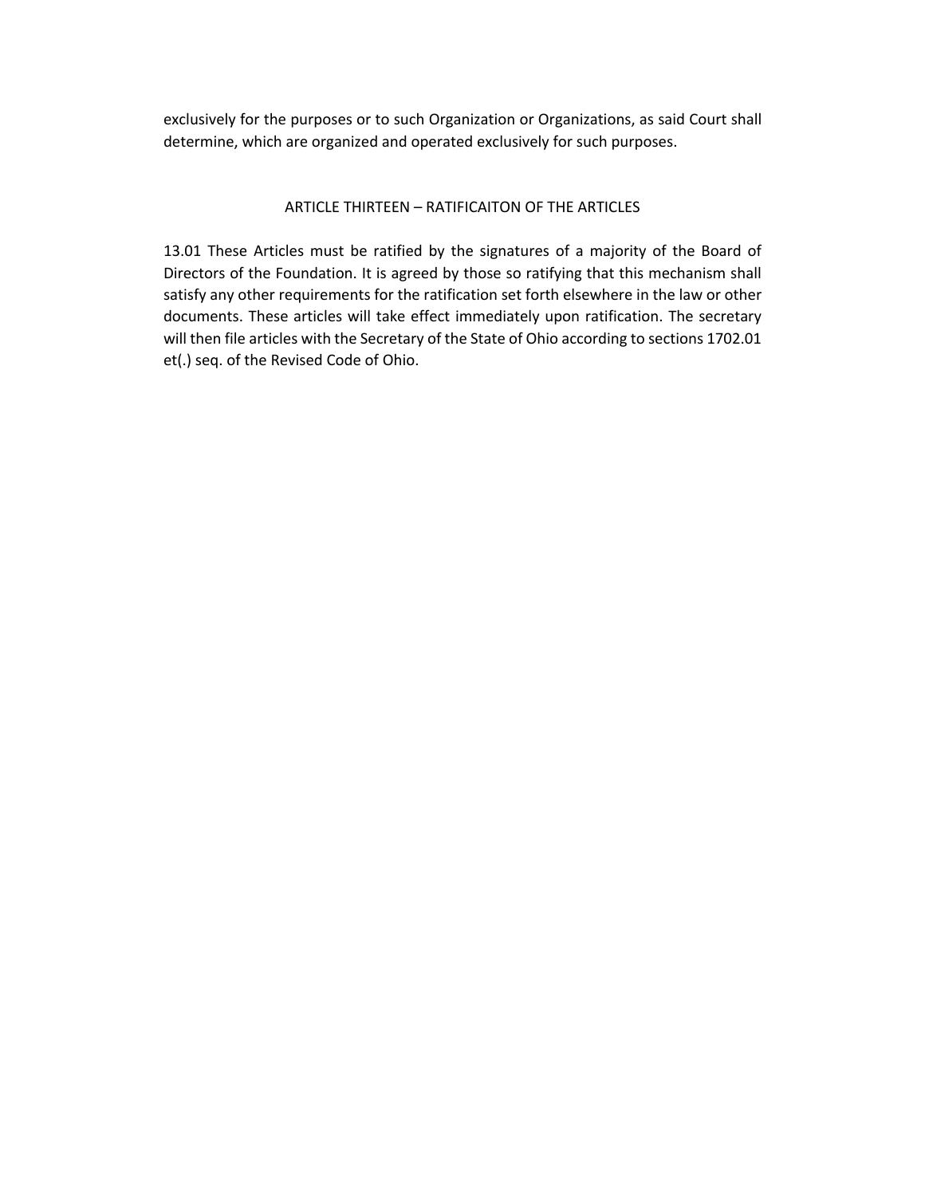exclusively for the purposes or to such Organization or Organizations, as said Court shall determine, which are organized and operated exclusively for such purposes.

## ARTICLE THIRTEEN – RATIFICAITON OF THE ARTICLES

13.01 These Articles must be ratified by the signatures of a majority of the Board of Directors of the Foundation. It is agreed by those so ratifying that this mechanism shall satisfy any other requirements for the ratification set forth elsewhere in the law or other documents. These articles will take effect immediately upon ratification. The secretary will then file articles with the Secretary of the State of Ohio according to sections 1702.01 et(.) seq. of the Revised Code of Ohio.